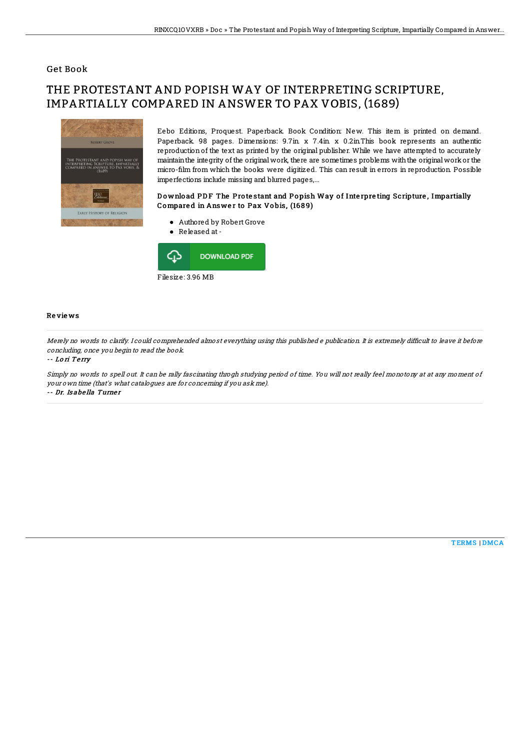## Get Book

# THE PROTESTANT AND POPISH WAY OF INTERPRETING SCRIPTURE, IMPARTIALLY COMPARED IN ANSWER TO PAX VOBIS, (1689)

Eebo Editions, Proquest. Paperback. Book Condition: New. This item is printed on demand. Paperback. 98 pages. Dimensions: 9.7in. x 7.4in. x 0.2in.This book represents an authentic reproduction of the text as printed by the original publisher. While we have attempted to accurately maintain the integrity of the original work, there are sometimes problems with the original work or the micro-film from which the books were digitized. This can result in errors in reproduction. Possible imperfections include missing and blurred pages,...

### Download PDF The Protestant and Popish Way of Interpreting Scripture, Impartially Compared in Answer to Pax Vobis, (1689)

- Authored by Robert Grove
- Released at -

DOWNLOAD PDF

Filesize: 3.96 MB

### Reviews

*Merely no words to clarify. I could comprehended almost everything using this published e publication. It is extremely difficult to leave it before concluding, once you begin to read the book.*

*-- Lori Terry*

*Simply no words to spell out. It can be rally fascinating throgh studying period of time. You will not really feel monotony at at any moment of your own time (that's what catalogues are for concerning if you ask me).*

*-- Dr. Isabella Turner*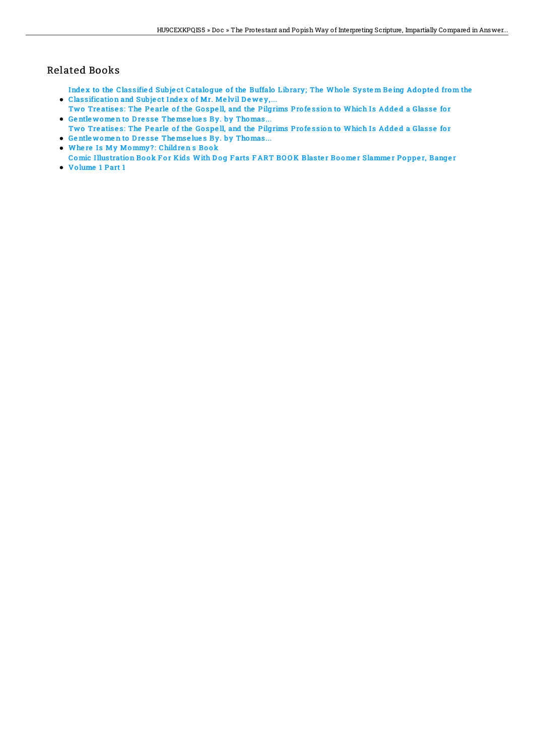## Related Books

- Index to the Classified Subject Catalogue of the Buffalo Library; The Whole System Being Adopted from the Classification and Subject Index of Mr. Melvil Dewey,...
- Two Treatises: The Pearle of the Gospell, and the Pilgrims Profession to Which Is Added a Glasse for Gentlewomen to Dresse Themselues By. by Thomas...
- Two Treatises: The Pearle of the Gospell, and the Pilgrims Profession to Which Is Added a Glasse for Gentlewomen to Dresse Themselues By. by Thomas...
- Where Is My Mommy?: Children s Book
- Comic Illustration Book For Kids With Dog Farts FART BOOK Blaster Boomer Slammer Popper, Banger Volume 1 Part 1